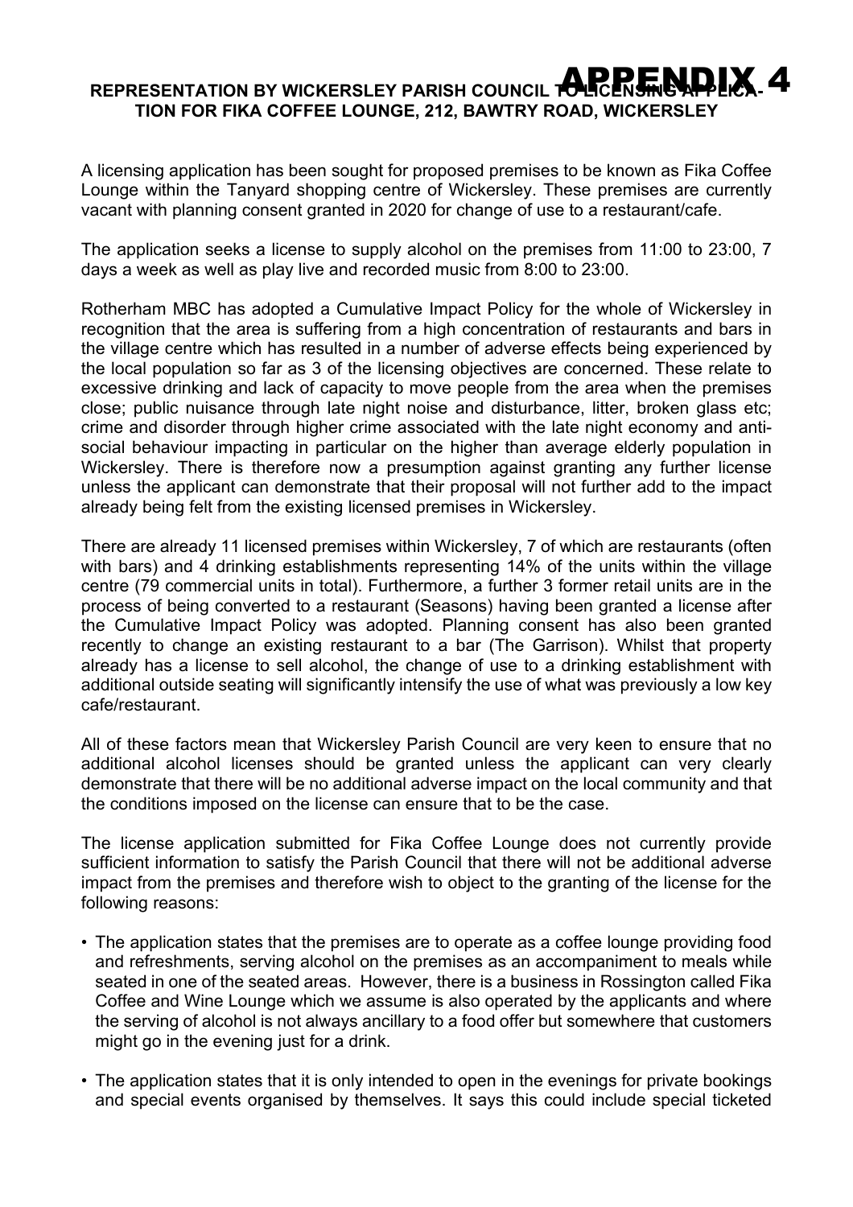# APPENDIX 4

## REPRESENTATION BY WICKERSLEY PARISH COUNCIL TO LICENSING APPLICATION FOR FIKA COFFEE LOUNGE, 212, BAWTRY ROAD, WICKERSLEY

A licensing application has been sought for proposed premises to be known as Fika Coffee Lounge within the Tanyard shopping centre of Wickersley. These premises are currently vacant with planning consent granted in 2020 for change of use to a restaurant/cafe.

The application seeks a license to supply alcohol on the premises from 11:00 to 23:00, 7 days a week as well as play live and recorded music from 8:00 to 23:00.

Rotherham MBC has adopted a Cumulative Impact Policy for the whole of Wickersley in recognition that the area is suffering from a high concentration of restaurants and bars in the village centre which has resulted in a number of adverse effects being experienced by the local population so far as 3 of the licensing objectives are concerned. These relate to excessive drinking and lack of capacity to move people from the area when the premises close; public nuisance through late night noise and disturbance, litter, broken glass etc; crime and disorder through higher crime associated with the late night economy and anti-social behaviour impacting in particular on the higher than average elderly population in Wickersley. There is therefore now a presumption against granting any further license unless the applicant can demonstrate that their proposal will not further add to the impact already being felt from the existing licensed premises in Wickersley.

There are already 11 licensed premises within Wickersley, 7 of which are restaurants (often with bars) and 4 drinking establishments representing 14% of the units within the village centre (79 commercial units in total). Furthermore, a further 3 former retail units are in the process of being converted to a restaurant (Seasons) having been granted a license after the Cumulative Impact Policy was adopted. Planning consent has also been granted recently to change an existing restaurant to a bar (The Garrison). Whilst that property already has a license to sell alcohol, the change of use to a drinking establishment with additional outside seating will significantly intensify the use of what was previously a low key cafe/restaurant.

All of these factors mean that Wickersley Parish Council are very keen to ensure that no additional alcohol licenses should be granted unless the applicant can very clearly demonstrate that there will be no additional adverse impact on the local community and that the conditions imposed on the license can ensure that to be the case.

The license application submitted for Fika Coffee Lounge does not currently provide sufficient information to satisfy the Parish Council that there will not be additional adverse impact from the premises and therefore wish to object to the granting of the license for the following reasons:

- The application states that the premises are to operate as a coffee lounge providing food and refreshments, serving alcohol on the premises as an accompaniment to meals while seated in one of the seated areas. However, there is a business in Rossington called Fika Coffee and Wine Lounge which we assume is also operated by the applicants and where the serving of alcohol is not always ancillary to a food offer but somewhere that customers might go in the evening just for a drink.
- The application states that it is only intended to open in the evenings for private bookings and special events organised by themselves. It says this could include special ticketed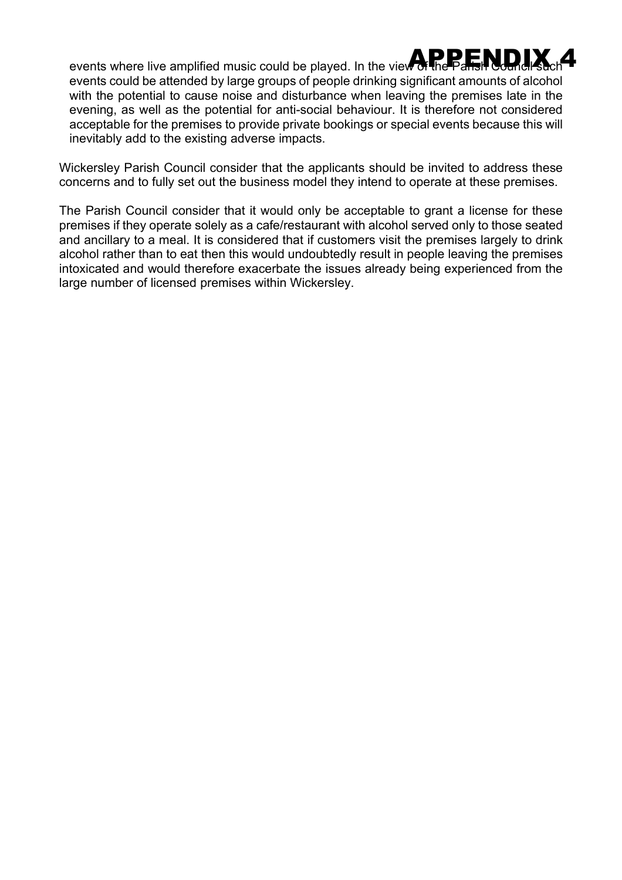# APPENDIX 4

events where live amplified music could be played. In the view of the Parish Council such events could be attended by large groups of people drinking significant amounts of alcohol with the potential to cause noise and disturbance when leaving the premises late in the evening, as well as the potential for anti-social behaviour. It is therefore not considered acceptable for the premises to provide private bookings or special events because this will inevitably add to the existing adverse impacts.

Wickersley Parish Council consider that the applicants should be invited to address these concerns and to fully set out the business model they intend to operate at these premises.

The Parish Council consider that it would only be acceptable to grant a license for these premises if they operate solely as a cafe/restaurant with alcohol served only to those seated and ancillary to a meal. It is considered that if customers visit the premises largely to drink alcohol rather than to eat then this would undoubtedly result in people leaving the premises intoxicated and would therefore exacerbate the issues already being experienced from the large number of licensed premises within Wickersley.